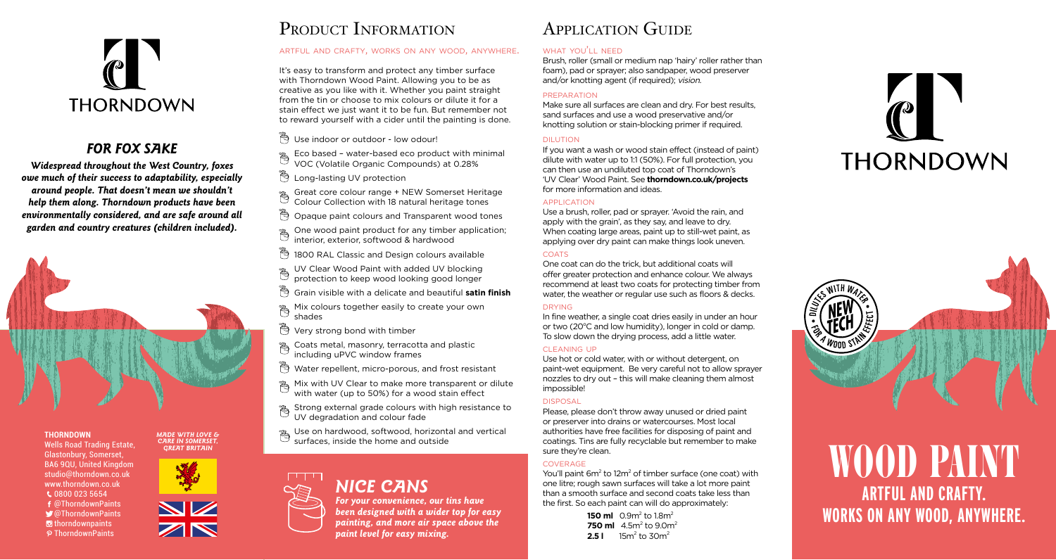# THORNDOWN

## *FOR FOX SAKE*

***Widespread throughout the West Country, foxes owe much of their success to adaptability, especially around people. That doesn't mean we shouldn't help them along. Thorndown products have been environmentally considered, and are safe around all garden and country creatures (children included).***

**THORNDOWN**
Wells Road Trading Estate,
Glastonbury, Somerset,
BA6 9QU, United Kingdom
studio@thorndown.co.uk
www.thorndown.co.uk
0800 023 5654
@ThorndownPaints
@ThorndownPaints
thorndownpaints
ThorndownPaints

*MADE WITH LOVE & CARE IN SOMERSET, GREAT BRITAIN*

## Product Information

ARTFUL AND CRAFTY, WORKS ON ANY WOOD, ANYWHERE.

It's easy to transform and protect any timber surface with Thorndown Wood Paint. Allowing you to be as creative as you like with it. Whether you paint straight from the tin or choose to mix colours or dilute it for a stain effect we just want it to be fun. But remember not to reward yourself with a cider until the painting is done.

- Use indoor or outdoor - low odour!
- Eco based – water-based eco product with minimal VOC (Volatile Organic Compounds) at 0.28%
- Long-lasting UV protection
- Great core colour range + NEW Somerset Heritage Colour Collection with 18 natural heritage tones
- Opaque paint colours and Transparent wood tones
- One wood paint product for any timber application; interior, exterior, softwood & hardwood
- 1800 RAL Classic and Design colours available
- UV Clear Wood Paint with added UV blocking protection to keep wood looking good longer
- Grain visible with a delicate and beautiful **satin finish**
- Mix colours together easily to create your own shades
- Very strong bond with timber
- Coats metal, masonry, terracotta and plastic including uPVC window frames
- Water repellent, micro-porous, and frost resistant
- Mix with UV Clear to make more transparent or dilute with water (up to 50%) for a wood stain effect
- Strong external grade colours with high resistance to UV degradation and colour fade
- Use on hardwood, softwood, horizontal and vertical surfaces, inside the home and outside

### *NICE CANS*

***For your convenience, our tins have been designed with a wider top for easy painting, and more air space above the paint level for easy mixing.***

## Application Guide

### WHAT YOU'LL NEED

Brush, roller (small or medium nap 'hairy' roller rather than foam), pad or sprayer; also sandpaper, wood preserver and/or knotting agent (if required); *vision*.

### PREPARATION

Make sure all surfaces are clean and dry. For best results, sand surfaces and use a wood preservative and/or knotting solution or stain-blocking primer if required.

### DILUTION

If you want a wash or wood stain effect (instead of paint) dilute with water up to 1:1 (50%). For full protection, you can then use an undiluted top coat of Thorndown's 'UV Clear' Wood Paint. See **thorndown.co.uk/projects** for more information and ideas.

### APPLICATION

Use a brush, roller, pad or sprayer. 'Avoid the rain, and apply with the grain', as they say, and leave to dry. When coating large areas, paint up to still-wet paint, as applying over dry paint can make things look uneven.

### COATS

One coat can do the trick, but additional coats will offer greater protection and enhance colour. We always recommend at least two coats for protecting timber from water, the weather or regular use such as floors & decks.

### DRYING

In fine weather, a single coat dries easily in under an hour or two (20°C and low humidity), longer in cold or damp. To slow down the drying process, add a little water.

### CLEANING UP

Use hot or cold water, with or without detergent, on paint-wet equipment. Be very careful not to allow sprayer nozzles to dry out – this will make cleaning them almost impossible!

### DISPOSAL

Please, please don't throw away unused or dried paint or preserver into drains or watercourses. Most local authorities have free facilities for disposing of paint and coatings. Tins are fully recyclable but remember to make sure they're clean.

### COVERAGE

You'll paint $6m^2$ to $12m^2$ of timber surface (one coat) with one litre; rough sawn surfaces will take a lot more paint than a smooth surface and second coats take less than the first. So each paint can will do approximately:

**150 ml** $0.9m^2$ to $1.8m^2$
**750 ml** $4.5m^2$ to $9.0m^2$
**2.5 l** $15m^2$ to $30m^2$

# THORNDOWN

DILUTES WITH WATER · NEW TECH · FOR A WOOD STAIN EFFECT

# WOOD PAINT

## ARTFUL AND CRAFTY. WORKS ON ANY WOOD, ANYWHERE.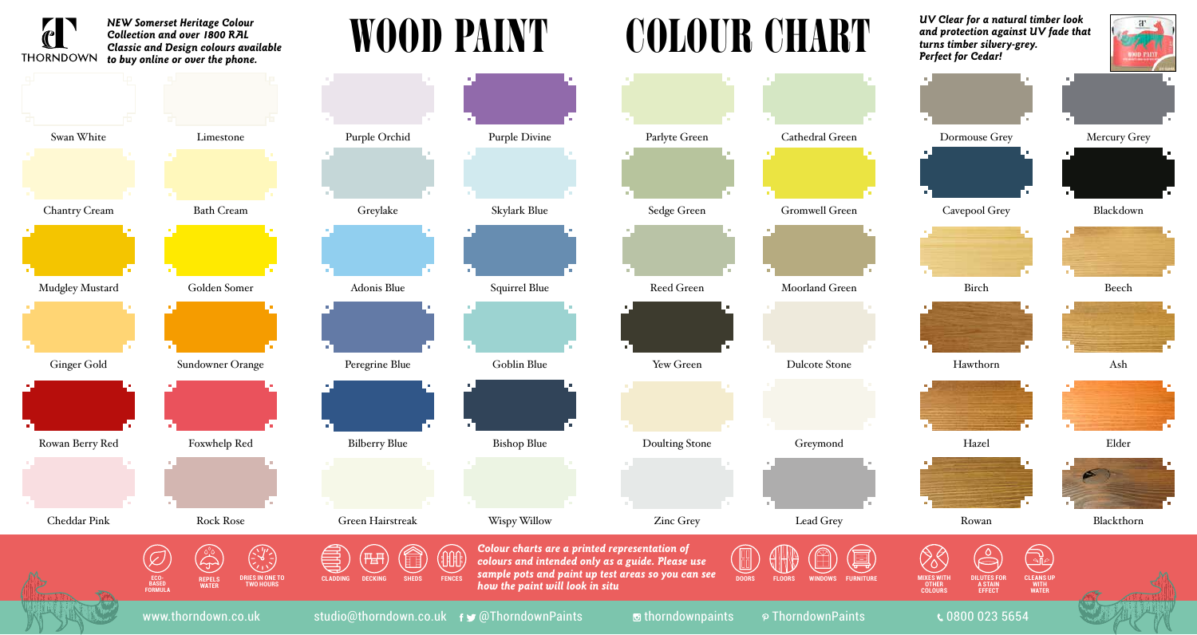*NEW Somerset Heritage Colour Collection and over 1800 RAL Classic and Design colours available to buy online or over the phone.*

THORNDOWN

# WOOD PAINT COLOUR CHART

*UV Clear for a natural timber look and protection against UV fade that turns timber silvery-grey. Perfect for Cedar!*

Swan White
Limestone
Purple Orchid
Purple Divine
Parlyte Green
Cathedral Green
Dormouse Grey
Mercury Grey

Chantry Cream
Bath Cream
Greylake
Skylark Blue
Sedge Green
Gromwell Green
Cavepool Grey
Blackdown

Mudgley Mustard
Golden Somer
Adonis Blue
Squirrel Blue
Reed Green
Moorland Green
Birch
Beech

Ginger Gold
Sundowner Orange
Peregrine Blue
Goblin Blue
Yew Green
Dulcote Stone
Hawthorn
Ash

Rowan Berry Red
Foxwhelp Red
Bilberry Blue
Bishop Blue
Doulting Stone
Greymond
Hazel
Elder

Cheddar Pink
Rock Rose
Green Hairstreak
Wispy Willow
Zinc Grey
Lead Grey
Rowan
Blackthorn

ECO-BASED FORMULA · REPELS WATER · DRIES IN ONE TO TWO HOURS · CLADDING · DECKING · SHEDS · FENCES

*Colour charts are a printed representation of colours and intended only as a guide. Please use sample pots and paint up test areas so you can see how the paint will look in situ*

DOORS · FLOORS · WINDOWS · FURNITURE · MIXES WITH OTHER COLOURS · DILUTES FOR A STAIN EFFECT · CLEANS UP WITH WATER

www.thorndown.co.uk studio@thorndown.co.uk @ThorndownPaints thorndownpaints ThorndownPaints 0800 023 5654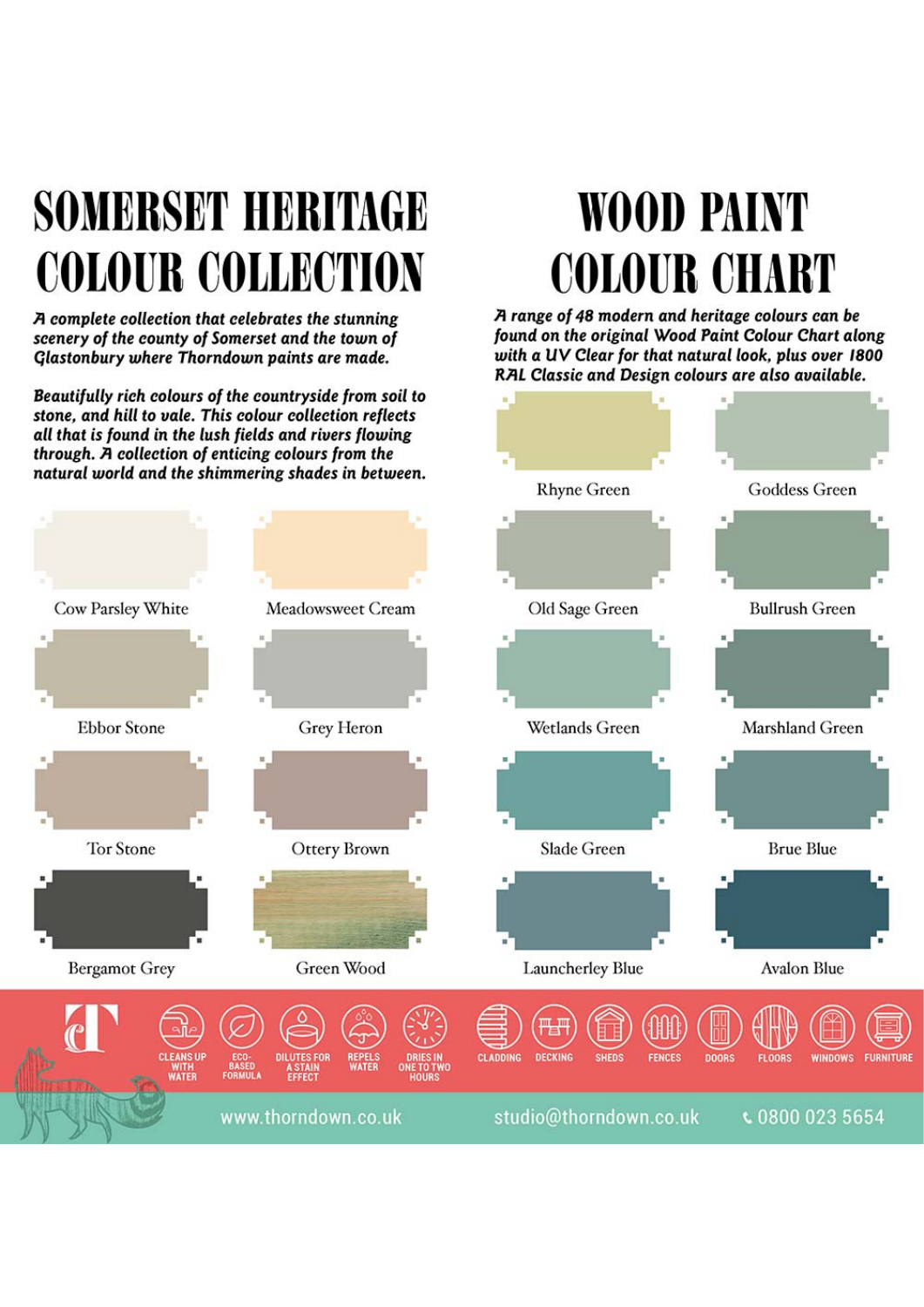# SOMERSET HERITAGE COLOUR COLLECTION

*A complete collection that celebrates the stunning scenery of the county of Somerset and the town of Glastonbury where Thorndown paints are made.*

*Beautifully rich colours of the countryside from soil to stone, and hill to vale. This colour collection reflects all that is found in the lush fields and rivers flowing through. A collection of enticing colours from the natural world and the shimmering shades in between.*

Cow Parsley White

Meadowsweet Cream

Ebbor Stone

Grey Heron

Tor Stone

Ottery Brown

Bergamot Grey

Green Wood

# WOOD PAINT COLOUR CHART

*A range of 48 modern and heritage colours can be found on the original Wood Paint Colour Chart along with a UV Clear for that natural look, plus over 1800 RAL Classic and Design colours are also available.*

Rhyne Green

Goddess Green

Old Sage Green

Bullrush Green

Wetlands Green

Marshland Green

Slade Green

Brue Blue

Launcherley Blue

Avalon Blue

CLEANS UP WITH WATER

ECO-BASED FORMULA

DILUTES FOR A STAIN EFFECT

REPELS WATER

DRIES IN ONE TO TWO HOURS

CLADDING

DECKING

SHEDS

FENCES

DOORS

FLOORS

WINDOWS

FURNITURE

www.thorndown.co.uk

studio@thorndown.co.uk

0800 023 5654